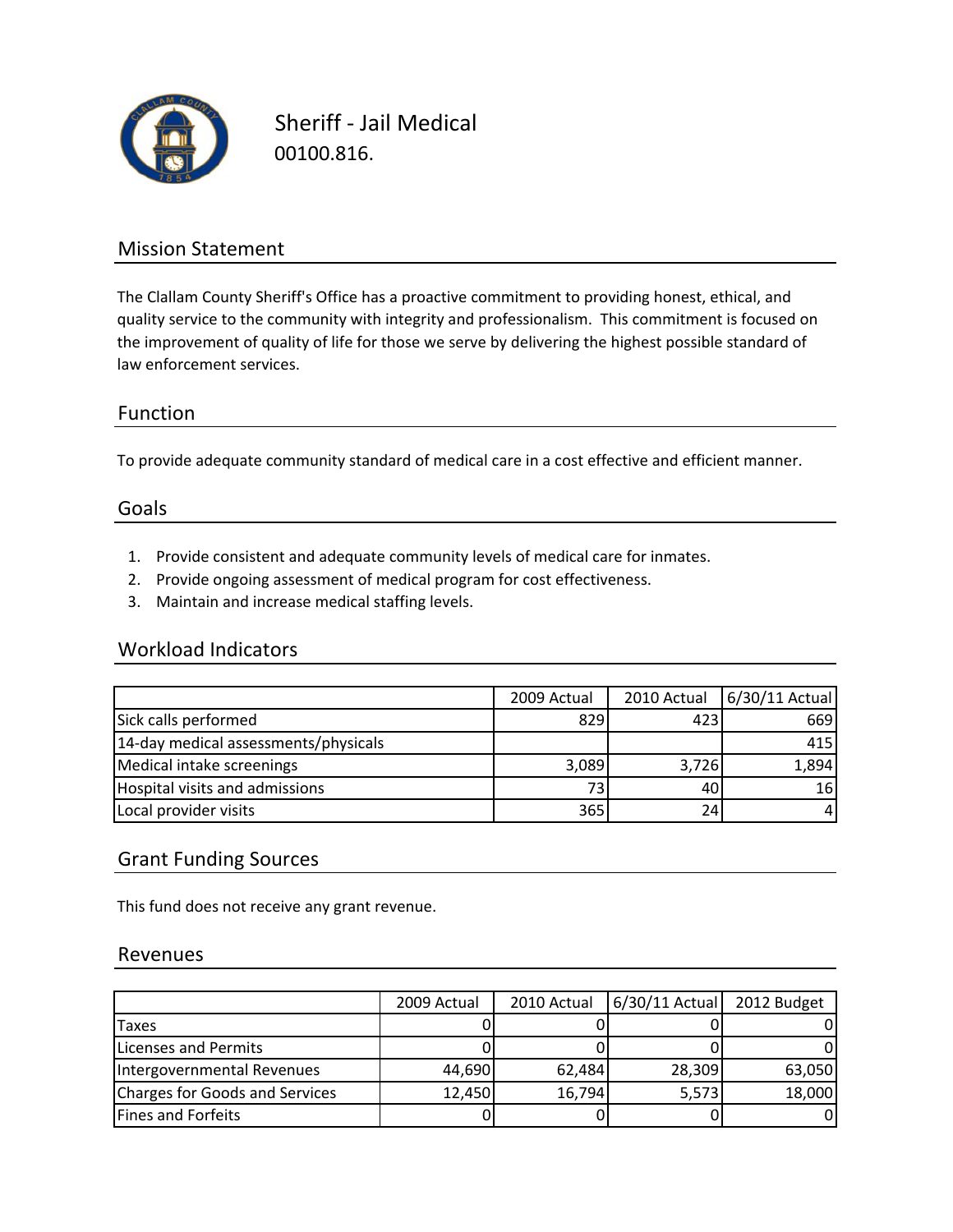# Sheriff - Jail Medical

00100.816.

## Mission Statement

The Clallam County Sheriff's Office has a proactive commitment to providing honest, ethical, and quality service to the community with integrity and professionalism. This commitment is focused on the improvement of quality of life for those we serve by delivering the highest possible standard of law enforcement services.

## Function

To provide adequate community standard of medical care in a cost effective and efficient manner.

## Goals

1. Provide consistent and adequate community levels of medical care for inmates.
2. Provide ongoing assessment of medical program for cost effectiveness.
3. Maintain and increase medical staffing levels.

## Workload Indicators

| | 2009 Actual | 2010 Actual | 6/30/11 Actual |
|---|---|---|---|
| Sick calls performed | 829 | 423 | 669 |
| 14-day medical assessments/physicals | | | 415 |
| Medical intake screenings | 3,089 | 3,726 | 1,894 |
| Hospital visits and admissions | 73 | 40 | 16 |
| Local provider visits | 365 | 24 | 4 |

## Grant Funding Sources

This fund does not receive any grant revenue.

## Revenues

| | 2009 Actual | 2010 Actual | 6/30/11 Actual | 2012 Budget |
|---|---|---|---|---|
| Taxes | 0 | 0 | 0 | 0 |
| Licenses and Permits | 0 | 0 | 0 | 0 |
| Intergovernmental Revenues | 44,690 | 62,484 | 28,309 | 63,050 |
| Charges for Goods and Services | 12,450 | 16,794 | 5,573 | 18,000 |
| Fines and Forfeits | 0 | 0 | 0 | 0 |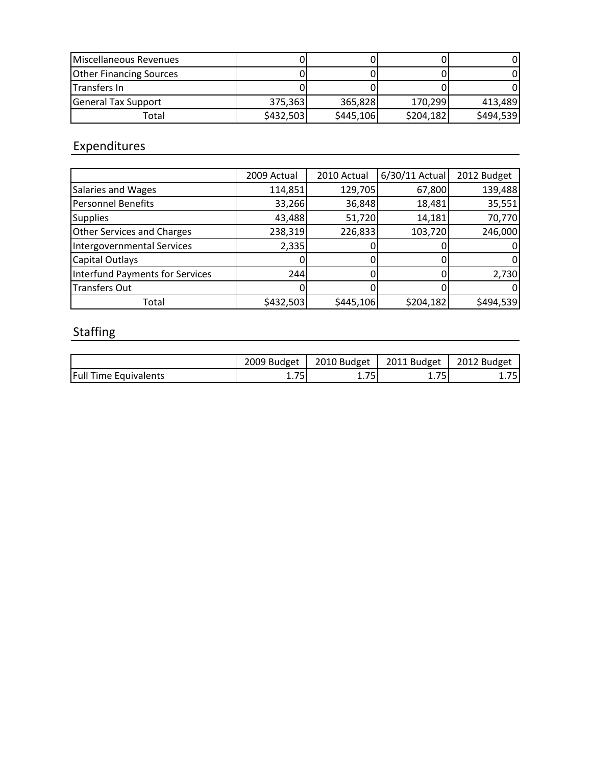| | | | | |
|---|---|---|---|---|
| Miscellaneous Revenues | 0 | 0 | 0 | 0 |
| Other Financing Sources | 0 | 0 | 0 | 0 |
| Transfers In | 0 | 0 | 0 | 0 |
| General Tax Support | 375,363 | 365,828 | 170,299 | 413,489 |
| Total | $432,503 | $445,106 | $204,182 | $494,539 |

## Expenditures

| | 2009 Actual | 2010 Actual | 6/30/11 Actual | 2012 Budget |
|---|---|---|---|---|
| Salaries and Wages | 114,851 | 129,705 | 67,800 | 139,488 |
| Personnel Benefits | 33,266 | 36,848 | 18,481 | 35,551 |
| Supplies | 43,488 | 51,720 | 14,181 | 70,770 |
| Other Services and Charges | 238,319 | 226,833 | 103,720 | 246,000 |
| Intergovernmental Services | 2,335 | 0 | 0 | 0 |
| Capital Outlays | 0 | 0 | 0 | 0 |
| Interfund Payments for Services | 244 | 0 | 0 | 2,730 |
| Transfers Out | 0 | 0 | 0 | 0 |
| Total | $432,503 | $445,106 | $204,182 | $494,539 |

## Staffing

| | 2009 Budget | 2010 Budget | 2011 Budget | 2012 Budget |
|---|---|---|---|---|
| Full Time Equivalents | 1.75 | 1.75 | 1.75 | 1.75 |